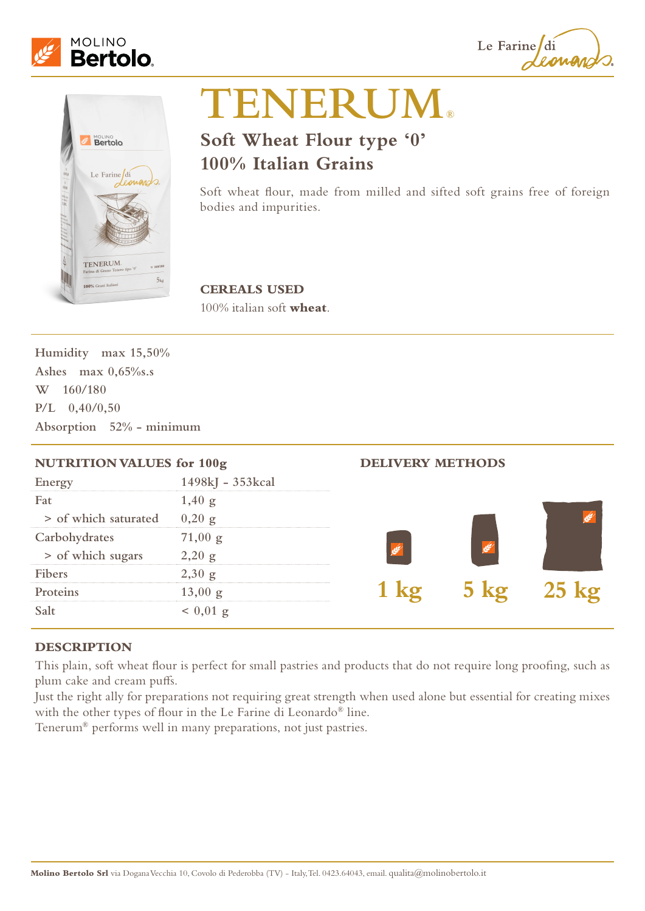# TENERUM®

## Soft Wheat Flour type '0'
## 100% Italian Grains

Soft wheat flour, made from milled and sifted soft grains free of foreign bodies and impurities.

### CEREALS USED

100% italian soft **wheat**.

Humidity max 15,50%
Ashes max 0,65%s.s
W 160/180
P/L 0,40/0,50
Absorption 52% - minimum

### NUTRITION VALUES for 100g

| | |
|---|---|
| Energy | 1498kJ - 353kcal |
| Fat | 1,40 g |
| > of which saturated | 0,20 g |
| Carbohydrates | 71,00 g |
| > of which sugars | 2,20 g |
| Fibers | 2,30 g |
| Proteins | 13,00 g |
| Salt | < 0,01 g |

### DELIVERY METHODS

1 kg
5 kg
25 kg

### DESCRIPTION

This plain, soft wheat flour is perfect for small pastries and products that do not require long proofing, such as plum cake and cream puffs.
Just the right ally for preparations not requiring great strength when used alone but essential for creating mixes with the other types of flour in the Le Farine di Leonardo® line.
Tenerum® performs well in many preparations, not just pastries.

**Molino Bertolo Srl** via Dogana Vecchia 10, Covolo di Pederobba (TV) - Italy, Tel. 0423.64043, email. qualita@molinobertolo.it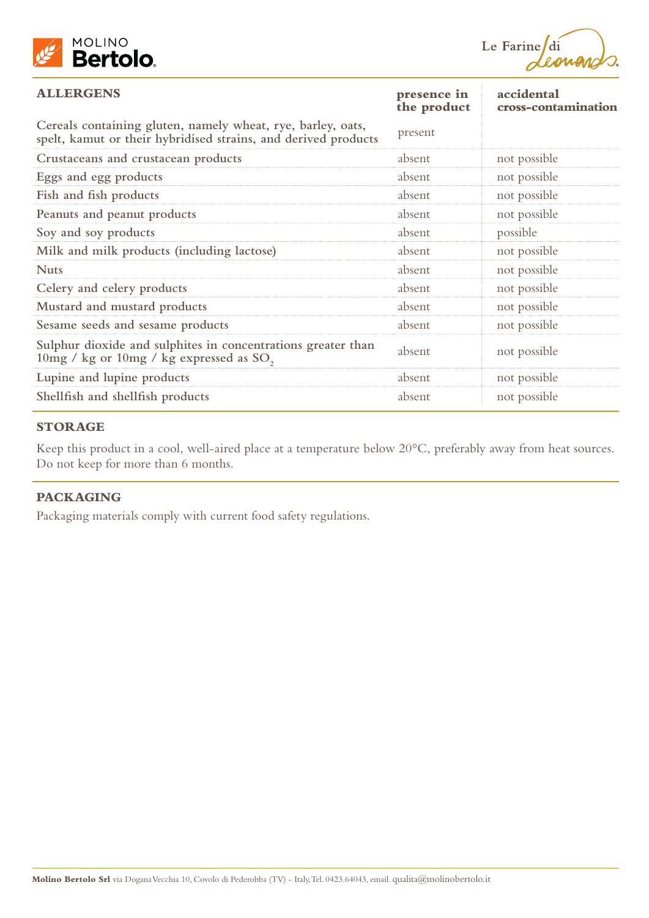| ALLERGENS | presence in the product | accidental cross-contamination |
|---|---|---|
| Cereals containing gluten, namely wheat, rye, barley, oats, spelt, kamut or their hybridised strains, and derived products | present | |
| Crustaceans and crustacean products | absent | not possible |
| Eggs and egg products | absent | not possible |
| Fish and fish products | absent | not possible |
| Peanuts and peanut products | absent | not possible |
| Soy and soy products | absent | possible |
| Milk and milk products (including lactose) | absent | not possible |
| Nuts | absent | not possible |
| Celery and celery products | absent | not possible |
| Mustard and mustard products | absent | not possible |
| Sesame seeds and sesame products | absent | not possible |
| Sulphur dioxide and sulphites in concentrations greater than 10mg / kg or 10mg / kg expressed as $SO_2$ | absent | not possible |
| Lupine and lupine products | absent | not possible |
| Shellfish and shellfish products | absent | not possible |

## STORAGE

Keep this product in a cool, well-aired place at a temperature below 20°C, preferably away from heat sources. Do not keep for more than 6 months.

## PACKAGING

Packaging materials comply with current food safety regulations.